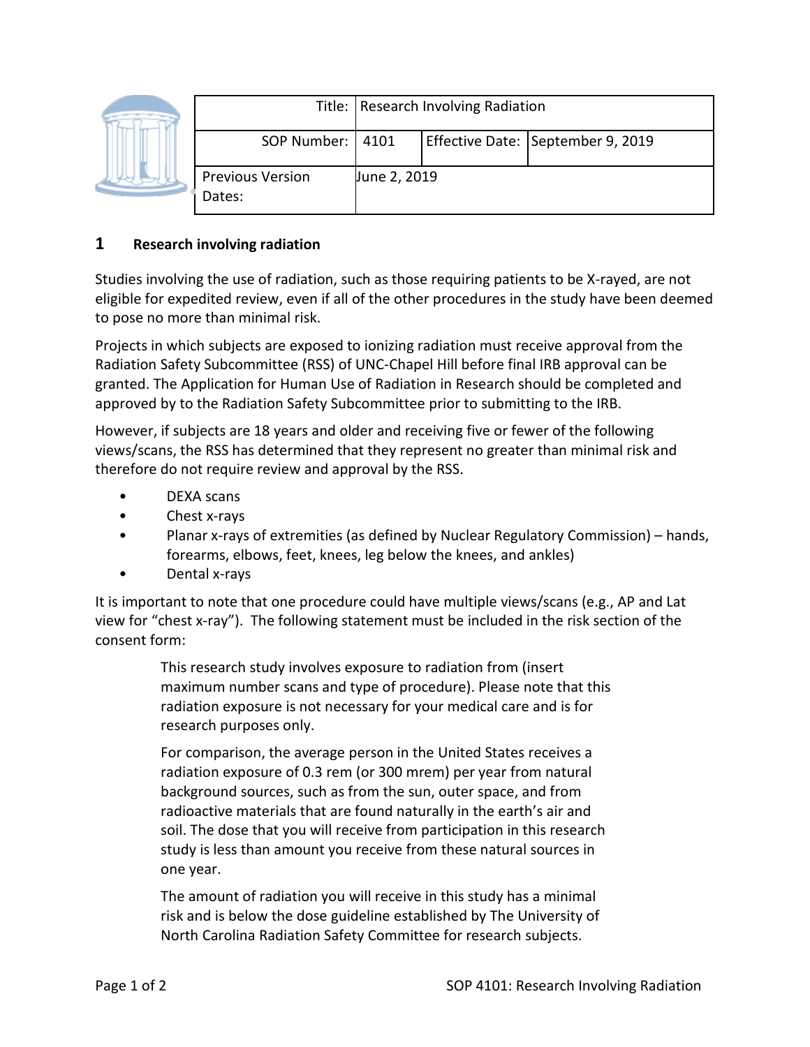| Title: | Research Involving Radiation | | |
| --- | --- | --- | --- |
| SOP Number: | 4101 | Effective Date: | September 9, 2019 |
| Previous Version Dates: | June 2, 2019 | | |

# 1 Research involving radiation

Studies involving the use of radiation, such as those requiring patients to be X-rayed, are not eligible for expedited review, even if all of the other procedures in the study have been deemed to pose no more than minimal risk.

Projects in which subjects are exposed to ionizing radiation must receive approval from the Radiation Safety Subcommittee (RSS) of UNC-Chapel Hill before final IRB approval can be granted. The Application for Human Use of Radiation in Research should be completed and approved by to the Radiation Safety Subcommittee prior to submitting to the IRB.

However, if subjects are 18 years and older and receiving five or fewer of the following views/scans, the RSS has determined that they represent no greater than minimal risk and therefore do not require review and approval by the RSS.

- DEXA scans
- Chest x-rays
- Planar x-rays of extremities (as defined by Nuclear Regulatory Commission) – hands, forearms, elbows, feet, knees, leg below the knees, and ankles)
- Dental x-rays

It is important to note that one procedure could have multiple views/scans (e.g., AP and Lat view for "chest x-ray"). The following statement must be included in the risk section of the consent form:

> This research study involves exposure to radiation from (insert maximum number scans and type of procedure). Please note that this radiation exposure is not necessary for your medical care and is for research purposes only.
>
> For comparison, the average person in the United States receives a radiation exposure of 0.3 rem (or 300 mrem) per year from natural background sources, such as from the sun, outer space, and from radioactive materials that are found naturally in the earth's air and soil. The dose that you will receive from participation in this research study is less than amount you receive from these natural sources in one year.
>
> The amount of radiation you will receive in this study has a minimal risk and is below the dose guideline established by The University of North Carolina Radiation Safety Committee for research subjects.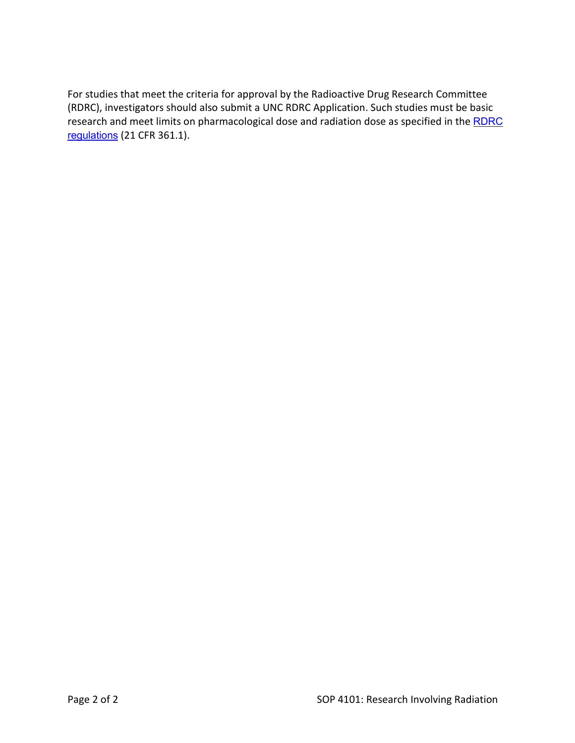For studies that meet the criteria for approval by the Radioactive Drug Research Committee (RDRC), investigators should also submit a UNC RDRC Application. Such studies must be basic research and meet limits on pharmacological dose and radiation dose as specified in the RDRC regulations (21 CFR 361.1).